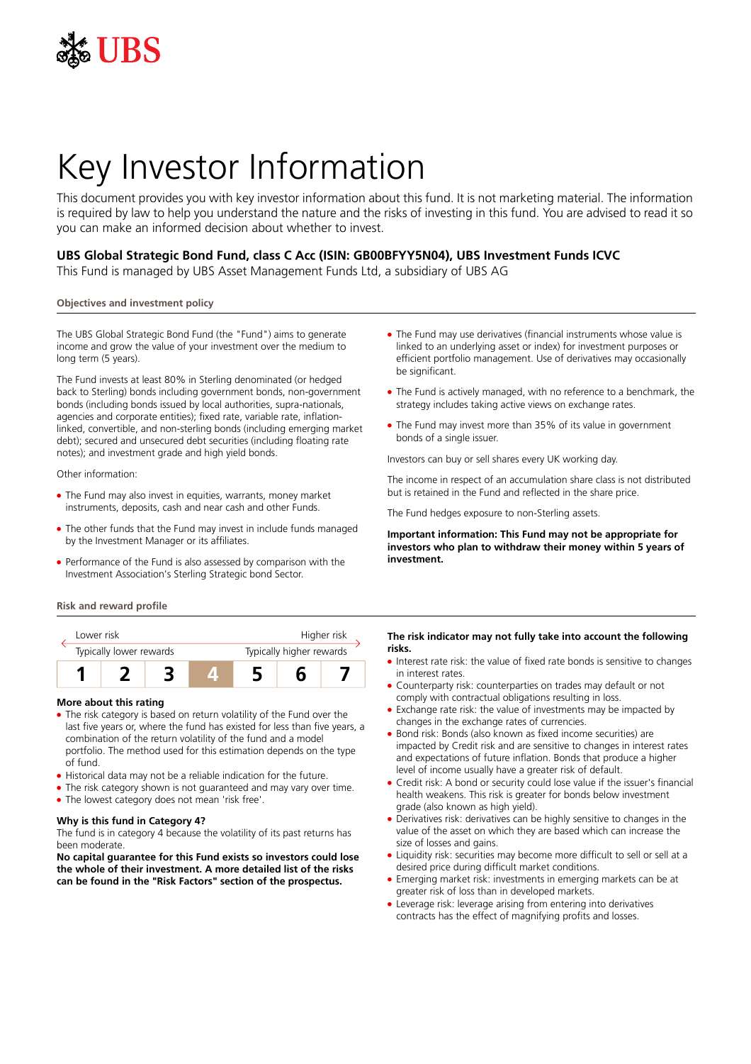UBS

# Key Investor Information

This document provides you with key investor information about this fund. It is not marketing material. The information is required by law to help you understand the nature and the risks of investing in this fund. You are advised to read it so you can make an informed decision about whether to invest.

**UBS Global Strategic Bond Fund, class C Acc (ISIN: GB00BFYY5N04), UBS Investment Funds ICVC**
This Fund is managed by UBS Asset Management Funds Ltd, a subsidiary of UBS AG

## Objectives and investment policy

The UBS Global Strategic Bond Fund (the "Fund") aims to generate income and grow the value of your investment over the medium to long term (5 years).

The Fund invests at least 80% in Sterling denominated (or hedged back to Sterling) bonds including government bonds, non-government bonds (including bonds issued by local authorities, supra-nationals, agencies and corporate entities); fixed rate, variable rate, inflation-linked, convertible, and non-sterling bonds (including emerging market debt); secured and unsecured debt securities (including floating rate notes); and investment grade and high yield bonds.

Other information:

- The Fund may also invest in equities, warrants, money market instruments, deposits, cash and near cash and other Funds.
- The other funds that the Fund may invest in include funds managed by the Investment Manager or its affiliates.
- Performance of the Fund is also assessed by comparison with the Investment Association's Sterling Strategic bond Sector.
- The Fund may use derivatives (financial instruments whose value is linked to an underlying asset or index) for investment purposes or efficient portfolio management. Use of derivatives may occasionally be significant.
- The Fund is actively managed, with no reference to a benchmark, the strategy includes taking active views on exchange rates.
- The Fund may invest more than 35% of its value in government bonds of a single issuer.

Investors can buy or sell shares every UK working day.

The income in respect of an accumulation share class is not distributed but is retained in the Fund and reflected in the share price.

The Fund hedges exposure to non-Sterling assets.

**Important information: This Fund may not be appropriate for investors who plan to withdraw their money within 5 years of investment.**

## Risk and reward profile

| Lower risk | | | | | | Higher risk |
|---|---|---|---|---|---|---|
| Typically lower rewards | | | | | | Typically higher rewards |
| 1 | 2 | 3 | **4** | 5 | 6 | 7 |

**More about this rating**

- The risk category is based on return volatility of the Fund over the last five years or, where the fund has existed for less than five years, a combination of the return volatility of the fund and a model portfolio. The method used for this estimation depends on the type of fund.
- Historical data may not be a reliable indication for the future.
- The risk category shown is not guaranteed and may vary over time.
- The lowest category does not mean 'risk free'.

**Why is this fund in Category 4?**
The fund is in category 4 because the volatility of its past returns has been moderate.
**No capital guarantee for this Fund exists so investors could lose the whole of their investment. A more detailed list of the risks can be found in the "Risk Factors" section of the prospectus.**

**The risk indicator may not fully take into account the following risks.**

- Interest rate risk: the value of fixed rate bonds is sensitive to changes in interest rates.
- Counterparty risk: counterparties on trades may default or not comply with contractual obligations resulting in loss.
- Exchange rate risk: the value of investments may be impacted by changes in the exchange rates of currencies.
- Bond risk: Bonds (also known as fixed income securities) are impacted by Credit risk and are sensitive to changes in interest rates and expectations of future inflation. Bonds that produce a higher level of income usually have a greater risk of default.
- Credit risk: A bond or security could lose value if the issuer's financial health weakens. This risk is greater for bonds below investment grade (also known as high yield).
- Derivatives risk: derivatives can be highly sensitive to changes in the value of the asset on which they are based which can increase the size of losses and gains.
- Liquidity risk: securities may become more difficult to sell or sell at a desired price during difficult market conditions.
- Emerging market risk: investments in emerging markets can be at greater risk of loss than in developed markets.
- Leverage risk: leverage arising from entering into derivatives contracts has the effect of magnifying profits and losses.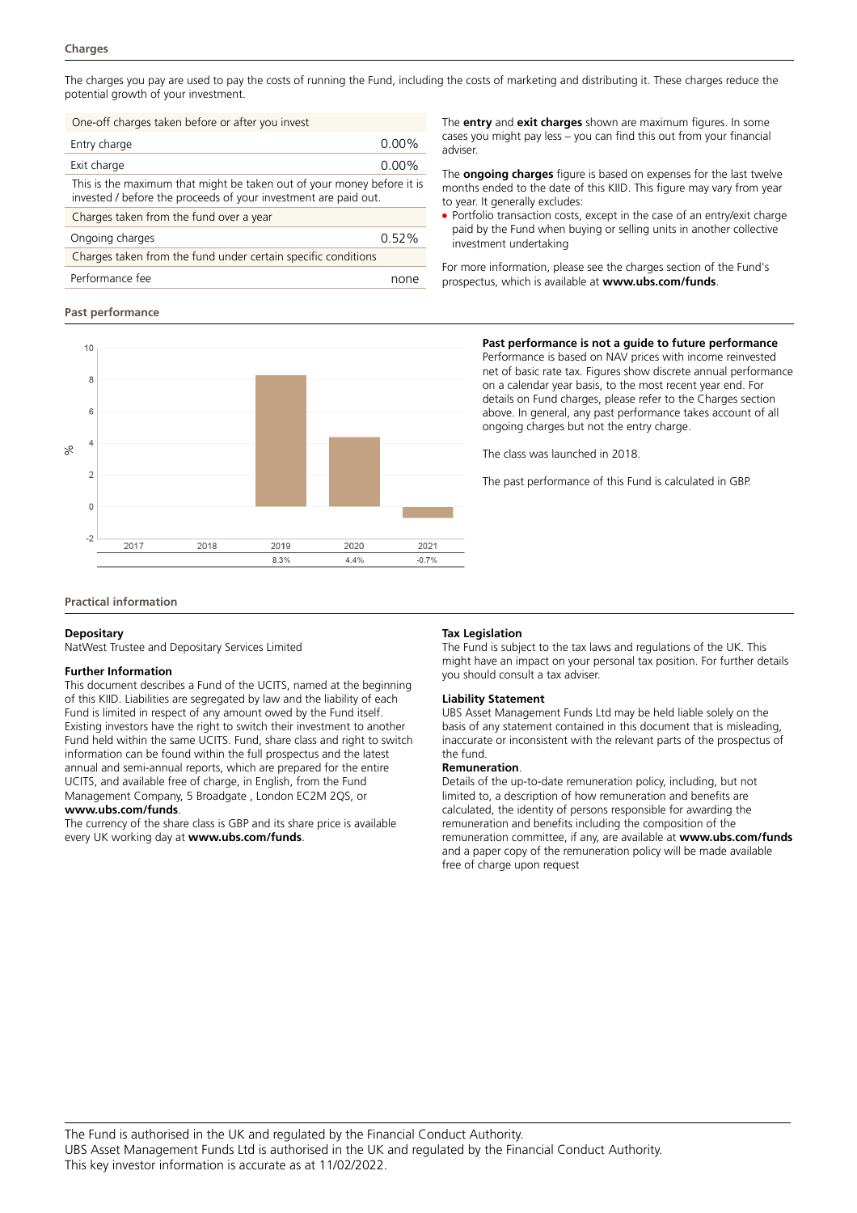## Charges

The charges you pay are used to pay the costs of running the Fund, including the costs of marketing and distributing it. These charges reduce the potential growth of your investment.

| One-off charges taken before or after you invest | |
|---|---|
| Entry charge | 0.00% |
| Exit charge | 0.00% |
| This is the maximum that might be taken out of your money before it is invested / before the proceeds of your investment are paid out. | |
| **Charges taken from the fund over a year** | |
| Ongoing charges | 0.52% |
| **Charges taken from the fund under certain specific conditions** | |
| Performance fee | none |

The **entry** and **exit charges** shown are maximum figures. In some cases you might pay less – you can find this out from your financial adviser.

The **ongoing charges** figure is based on expenses for the last twelve months ended to the date of this KIID. This figure may vary from year to year. It generally excludes:

- Portfolio transaction costs, except in the case of an entry/exit charge paid by the Fund when buying or selling units in another collective investment undertaking

For more information, please see the charges section of the Fund's prospectus, which is available at **www.ubs.com/funds**.

## Past performance

%

10
8
6
4
2
0
-2

2017 2018 2019 2020 2021

8.3% 4.4% -0.7%

**Past performance is not a guide to future performance**
Performance is based on NAV prices with income reinvested net of basic rate tax. Figures show discrete annual performance on a calendar year basis, to the most recent year end. For details on Fund charges, please refer to the Charges section above. In general, any past performance takes account of all ongoing charges but not the entry charge.

The class was launched in 2018.

The past performance of this Fund is calculated in GBP.

## Practical information

**Depositary**
NatWest Trustee and Depositary Services Limited

**Further Information**
This document describes a Fund of the UCITS, named at the beginning of this KIID. Liabilities are segregated by law and the liability of each Fund is limited in respect of any amount owed by the Fund itself. Existing investors have the right to switch their investment to another Fund held within the same UCITS. Fund, share class and right to switch information can be found within the full prospectus and the latest annual and semi-annual reports, which are prepared for the entire UCITS, and available free of charge, in English, from the Fund Management Company, 5 Broadgate , London EC2M 2QS, or **www.ubs.com/funds**.
The currency of the share class is GBP and its share price is available every UK working day at **www.ubs.com/funds**.

**Tax Legislation**
The Fund is subject to the tax laws and regulations of the UK. This might have an impact on your personal tax position. For further details you should consult a tax adviser.

**Liability Statement**
UBS Asset Management Funds Ltd may be held liable solely on the basis of any statement contained in this document that is misleading, inaccurate or inconsistent with the relevant parts of the prospectus of the fund.

**Remuneration**.
Details of the up-to-date remuneration policy, including, but not limited to, a description of how remuneration and benefits are calculated, the identity of persons responsible for awarding the remuneration and benefits including the composition of the remuneration committee, if any, are available at **www.ubs.com/funds** and a paper copy of the remuneration policy will be made available free of charge upon request

The Fund is authorised in the UK and regulated by the Financial Conduct Authority.
UBS Asset Management Funds Ltd is authorised in the UK and regulated by the Financial Conduct Authority.
This key investor information is accurate as at 11/02/2022.